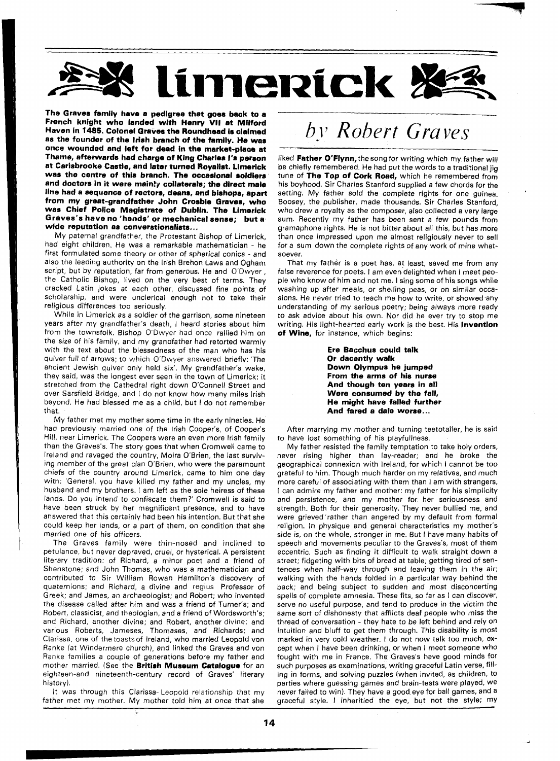# limerick

## *by Robert Graves*

**The Graves family have a pedigree that goes back to a French knight who landed with Henry VII at Milford Haven in 1485. Colonel Graves the Roundhead is claimed as the founder of the Irish branch of the family. He was once wounded and left for dead in the market-place at Thame, afterwards had charge of King Charles I's person at Carisbrooke Castle, and later turned Royalist. Limerick was the centre of this branch. The occasional soldiers and doctors in it were mainly collaterals; the direct male line had a sequence of rectors, deans, and bishops, apart from my great-grandfather John Crosbie Graves, who was Chief Police Magistrate of Dublin. The Limerick Graves's have no 'hands' or mechanical sense; but a wide reputation as converstionalists...**

My paternal grandfather, the Protestant Bishop of Limerick, had eight children. He was a remarkable mathematician - he first formulated some theory or other of spherical conics - and also the leading authority on the Irish Brehon Laws and Ogham script, but by reputation, far from generous. He and O'Dwyer, the Catholic Bishop, lived on the very best of terms. They cracked Latin jokes at each other, discussed fine points of scholarship, and were unclerical enough not to take their religious differences too seriously.

While in Limerick as a soldier of the garrison, some nineteen years after my grandfather's death, I heard stories about him from the townsfolk. Bishop O'Dwyer had once rallied him on the size of his family, and my grandfather had retorted warmly with the text about the blessedness of the man who has his quiver full of arrows; to which O'Dwyer answered briefly: 'The ancient Jewish quiver only held six'. My grandfather's wake, they said, was the longest ever seen in the town of Limerick: it stretched from the Cathedral right down O'Connell Street and over Sarsfield Bridge, and I do not know how many miles Irish beyond. He had blessed me as a child, but I do not remember that.

My father met my mother some time in the early nineties. He had previously married one of the Irish Cooper's, of Cooper's Hill, near Limerick. The Coopers were an even more Irish family than the Graves's. The story goes that when Cromwell came to Ireland and ravaged the country, Moira O'Brien, the last surviving member of the great clan O'Brien, who were the paramount chiefs of the country around Limerick, came to him one day with: 'General, you have killed my father and my uncles, my husband and my brothers. I am left as the sole heiress of these lands. Do you intend to confiscate them?' Cromwell is said to have been struck by her magnificent presence, and to have answered that this certainly had been his intention. But that she could keep her lands, or a part of them, on condition that she married one of his officers.

The Graves family were thin-nosed and inclined to petulance, but never depraved, cruel, or hysterical. A persistent literary tradition: of Richard, a minor poet and a friend of Shenstone; and John Thomas, who was a mathematician and contributed to Sir William Rowan Hamilton's discovery of quaternions; and Richard, a divine and regius Professor of Greek; and James, an archaeologist; and Robert; who invented the disease called after him and was a friend of Turner's; and Robert, classicist, and theologian, and a friend of Wordsworth's; and Richard, another divine; and Robert, another divine; and various Roberts, Jameses, Thomases, and Richards; and Clarissa, one of the toasts of Ireland, who married Leopold von Ranke (at Windermere church), and linked the Graves and von Ranke families a couple of generations before my father and mother married. (See the **British Museum Catalogue** for an eighteen-and nineteenth-century record of Graves' literary history).

It was through this Clarissa-Leopold relationship that my father met my mother. My mother told him at once that she liked **Father O'Flynn,** the song for writing which my father will be chiefly remembered. He had put the words to a traditional jig tune of **The Top of Cork Road,** which he remembered from his boyhood. Sir Charles Stanford supplied a few chords for the setting. My father sold the complete rights for one guinea. Boosey, the publisher, made thousands. Sir Charles Stanford, who drew a royalty as the composer, also collected a very large sum. Recently my father has been sent a few pounds from gramaphone rights. He is not bitter about all this, but has more than once impressed upon me almost religiously never to sell for a sum down the complete rights of any work of mine whatsoever.

That my father is a poet has, at least, saved me from any false reverence for poets. I am even delighted when I meet people who know of him and not me. I sing some of his songs while washing up after meals, or shelling peas, or on similar occasions. He never tried to teach me how to write, or showed any understanding of my serious poetry; being always more ready to ask advice about his own. Nor did he ever try to stop me writing. His light-hearted early work is the best. His **Invention of Wine,** for instance, which begins:

> **Ere Bacchus could talk**
> **Or decently walk**
> **Down Olympus he jumped**
> **From the arms of his nurse**
> **And though ten years in all**
> **Were consumed by the fall,**
> **He might have falled further**
> **And fared a dale worse...**

After marrying my mother and turning teetotaller, he is said to have lost something of his playfullness.

My father resisted the family temptation to take holy orders, never rising higher than lay-reader; and he broke the geographical connexion with Ireland, for which I cannot be too grateful to him. Though much harder on my relatives, and much more careful of associating with them than I am with strangers, I can admire my father and mother: my father for his simplicity and persistence, and my mother for her seriousness and strength. Both for their generosity. They never bullied me, and were grieved rather than angered by my default from formal religion. In physique and general characteristics my mother's side is, on the whole, stronger in me. But I have many habits of speech and movements peculiar to the Graves's, most of them eccentric. Such as finding it difficult to walk straight down a street; fidgeting with bits of bread at table; getting tired of sentences when half-way through and leaving them in the air; walking with the hands folded in a particular way behind the back; and being subject to sudden and most disconcerting spells of complete amnesia. These fits, so far as I can discover, serve no useful purpose, and tend to produce in the victim the same sort of dishonesty that afflicts deaf people who miss the thread of conversation - they hate to be left behind and rely on intuition and bluff to get them through. This disability is most marked in very cold weather. I do not now talk too much, except when I have been drinking, or when I meet someone who fought with me in France. The Graves's have good minds for such purposes as examinations, writing graceful Latin verse, filling in forms, and solving puzzles (when invited, as children, to parties where guessing games and brain-tests were played, we never failed to win). They have a good eye for ball games, and a graceful style. I inheritied the eye, but not the style; my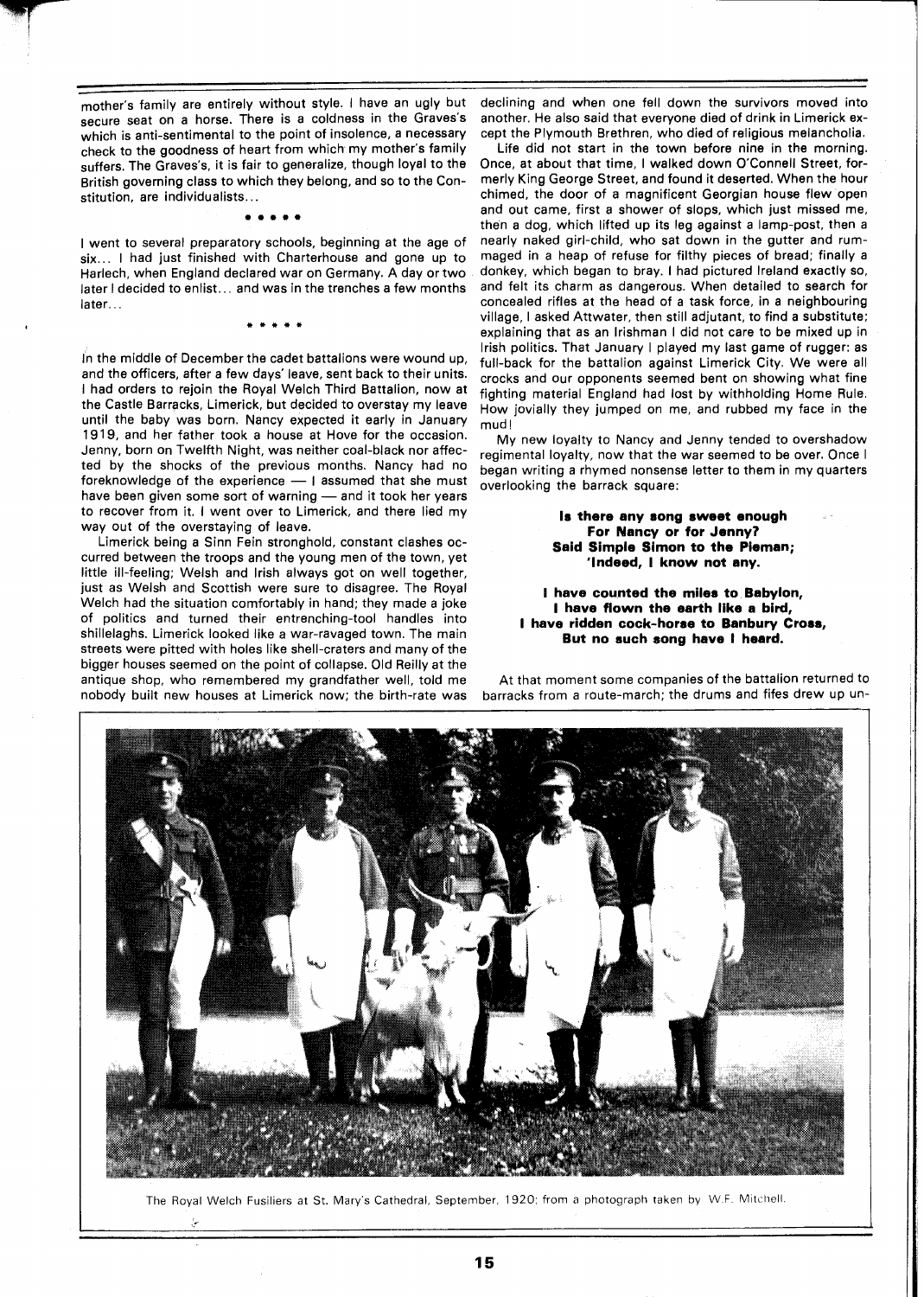mother's family are entirely without style. I have an ugly but secure seat on a horse. There is a coldness in the Graves's which is anti-sentimental to the point of insolence, a necessary check to the goodness of heart from which my mother's family suffers. The Graves's, it is fair to generalize, though loyal to the British governing class to which they belong, and so to the Constitution, are individualists...

\* \* \* \* \*

I went to several preparatory schools, beginning at the age of six... I had just finished with Charterhouse and gone up to Harlech, when England declared war on Germany. A day or two later I decided to enlist... and was in the trenches a few months later...

\* \* \* \* \*

In the middle of December the cadet battalions were wound up, and the officers, after a few days' leave, sent back to their units. I had orders to rejoin the Royal Welch Third Battalion, now at the Castle Barracks, Limerick, but decided to overstay my leave until the baby was born. Nancy expected it early in January 1919, and her father took a house at Hove for the occasion. Jenny, born on Twelfth Night, was neither coal-black nor affected by the shocks of the previous months. Nancy had no foreknowledge of the experience — I assumed that she must have been given some sort of warning — and it took her years to recover from it. I went over to Limerick, and there lied my way out of the overstaying of leave.

Limerick being a Sinn Fein stronghold, constant clashes occurred between the troops and the young men of the town, yet little ill-feeling; Welsh and Irish always got on well together, just as Welsh and Scottish were sure to disagree. The Royal Welch had the situation comfortably in hand; they made a joke of politics and turned their entrenching-tool handles into shillelaghs. Limerick looked like a war-ravaged town. The main streets were pitted with holes like shell-craters and many of the bigger houses seemed on the point of collapse. Old Reilly at the antique shop, who remembered my grandfather well, told me nobody built new houses at Limerick now; the birth-rate was declining and when one fell down the survivors moved into another. He also said that everyone died of drink in Limerick except the Plymouth Brethren, who died of religious melancholia.

Life did not start in the town before nine in the morning. Once, at about that time, I walked down O'Connell Street, formerly King George Street, and found it deserted. When the hour chimed, the door of a magnificent Georgian house flew open and out came, first a shower of slops, which just missed me, then a dog, which lifted up its leg against a lamp-post, then a nearly naked girl-child, who sat down in the gutter and rummaged in a heap of refuse for filthy pieces of bread; finally a donkey, which began to bray. I had pictured Ireland exactly so, and felt its charm as dangerous. When detailed to search for concealed rifles at the head of a task force, in a neighbouring village, I asked Attwater, then still adjutant, to find a substitute; explaining that as an Irishman I did not care to be mixed up in Irish politics. That January I played my last game of rugger: as full-back for the battalion against Limerick City. We were all crocks and our opponents seemed bent on showing what fine fighting material England had lost by withholding Home Rule. How jovially they jumped on me, and rubbed my face in the mud!

My new loyalty to Nancy and Jenny tended to overshadow regimental loyalty, now that the war seemed to be over. Once I began writing a rhymed nonsense letter to them in my quarters overlooking the barrack square:

**Is there any song sweet enough**
**For Nancy or for Jenny?**
**Said Simple Simon to the Pieman;**
**'Indeed, I know not any.**

**I have counted the miles to Babylon,**
**I have flown the earth like a bird,**
**I have ridden cock-horse to Banbury Cross,**
**But no such song have I heard.**

At that moment some companies of the battalion returned to barracks from a route-march; the drums and fifes drew up un-

The Royal Welch Fusiliers at St. Mary's Cathedral, September, 1920; from a photograph taken by W.F. Mitchell.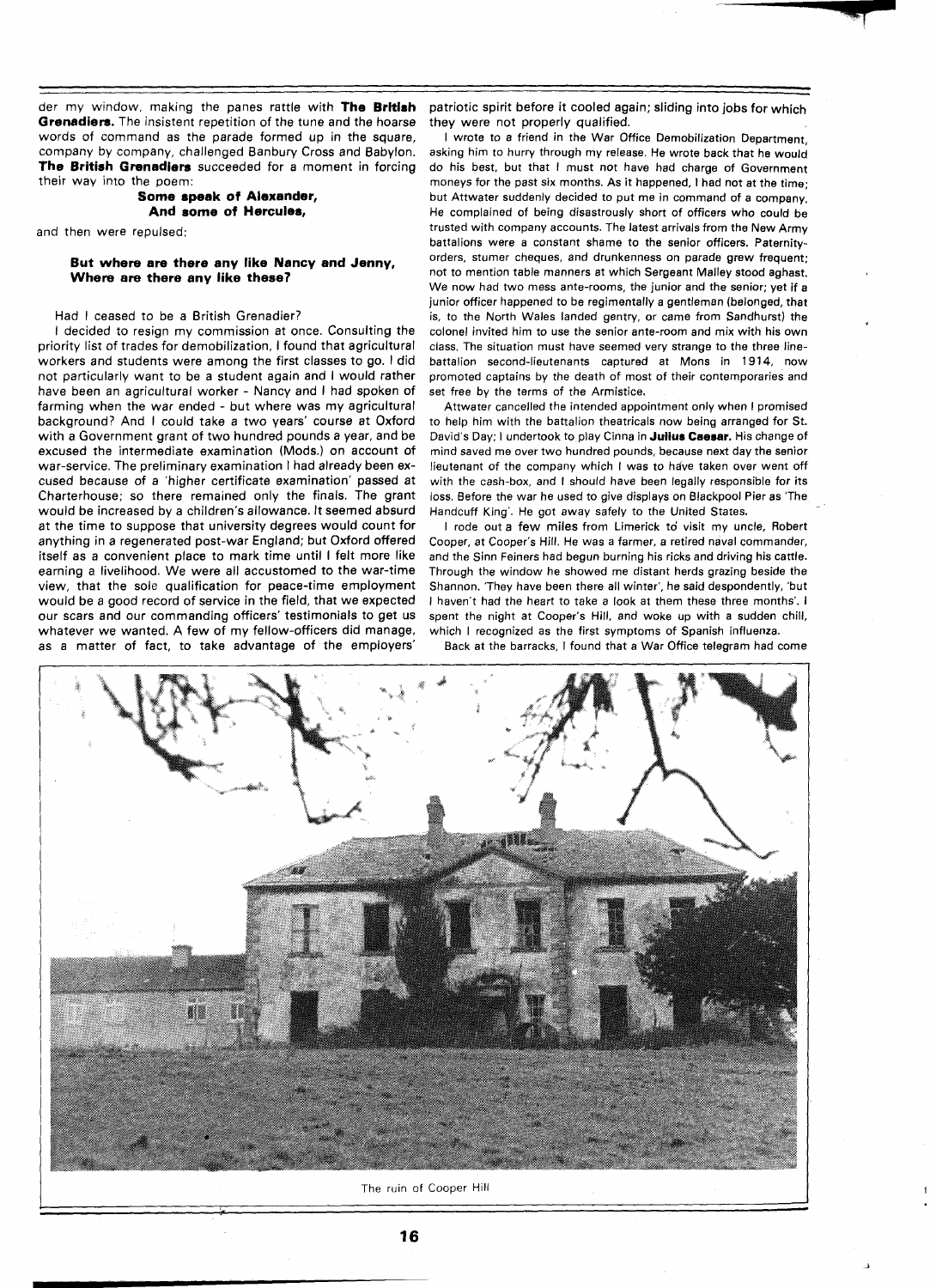der my window, making the panes rattle with **The British Grenadiers.** The insistent repetition of the tune and the hoarse words of command as the parade formed up in the square, company by company, challenged Banbury Cross and Babylon. **The British Grenadiers** succeeded for a moment in forcing their way into the poem:

> **Some speak of Alexander,**
> **And some of Hercules,**

and then were repulsed:

> **But where are there any like Nancy and Jenny,**
> **Where are there any like these?**

Had I ceased to be a British Grenadier?

I decided to resign my commission at once. Consulting the priority list of trades for demobilization, I found that agricultural workers and students were among the first classes to go. I did not particularly want to be a student again and I would rather have been an agricultural worker - Nancy and I had spoken of farming when the war ended - but where was my agricultural background? And I could take a two years' course at Oxford with a Government grant of two hundred pounds a year, and be excused the intermediate examination (Mods.) on account of war-service. The preliminary examination I had already been excused because of a 'higher certificate examination' passed at Charterhouse; so there remained only the finals. The grant would be increased by a children's allowance. It seemed absurd at the time to suppose that university degrees would count for anything in a regenerated post-war England; but Oxford offered itself as a convenient place to mark time until I felt more like earning a livelihood. We were all accustomed to the war-time view, that the sole qualification for peace-time employment would be a good record of service in the field, that we expected our scars and our commanding officers' testimonials to get us whatever we wanted. A few of my fellow-officers did manage, as a matter of fact, to take advantage of the employers' patriotic spirit before it cooled again; sliding into jobs for which they were not properly qualified.

I wrote to a friend in the War Office Demobilization Department, asking him to hurry through my release. He wrote back that he would do his best, but that I must not have had charge of Government moneys for the past six months. As it happened, I had not at the time; but Attwater suddenly decided to put me in command of a company. He complained of being disastrously short of officers who could be trusted with company accounts. The latest arrivals from the New Army battalions were a constant shame to the senior officers. Paternity-orders, stumer cheques, and drunkenness on parade grew frequent; not to mention table manners at which Sergeant Malley stood aghast. We now had two mess ante-rooms, the junior and the senior; yet if a junior officer happened to be regimentally a gentleman (belonged, that is, to the North Wales landed gentry, or came from Sandhurst) the colonel invited him to use the senior ante-room and mix with his own class. The situation must have seemed very strange to the three line-battalion second-lieutenants captured at Mons in 1914, now promoted captains by the death of most of their contemporaries and set free by the terms of the Armistice.

Attwater cancelled the intended appointment only when I promised to help him with the battalion theatricals now being arranged for St. David's Day; I undertook to play Cinna in **Julius Caesar.** His change of mind saved me over two hundred pounds, because next day the senior lieutenant of the company which I was to have taken over went off with the cash-box, and I should have been legally responsible for its loss. Before the war he used to give displays on Blackpool Pier as 'The Handcuff King'. He got away safely to the United States.

I rode out a few miles from Limerick to visit my uncle, Robert Cooper, at Cooper's Hill. He was a farmer, a retired naval commander, and the Sinn Feiners had begun burning his ricks and driving his cattle. Through the window he showed me distant herds grazing beside the Shannon. 'They have been there all winter', he said despondently, 'but I haven't had the heart to take a look at them these three months'. I spent the night at Cooper's Hill, and woke up with a sudden chill, which I recognized as the first symptoms of Spanish influenza.

Back at the barracks, I found that a War Office telegram had come

The ruin of Cooper Hill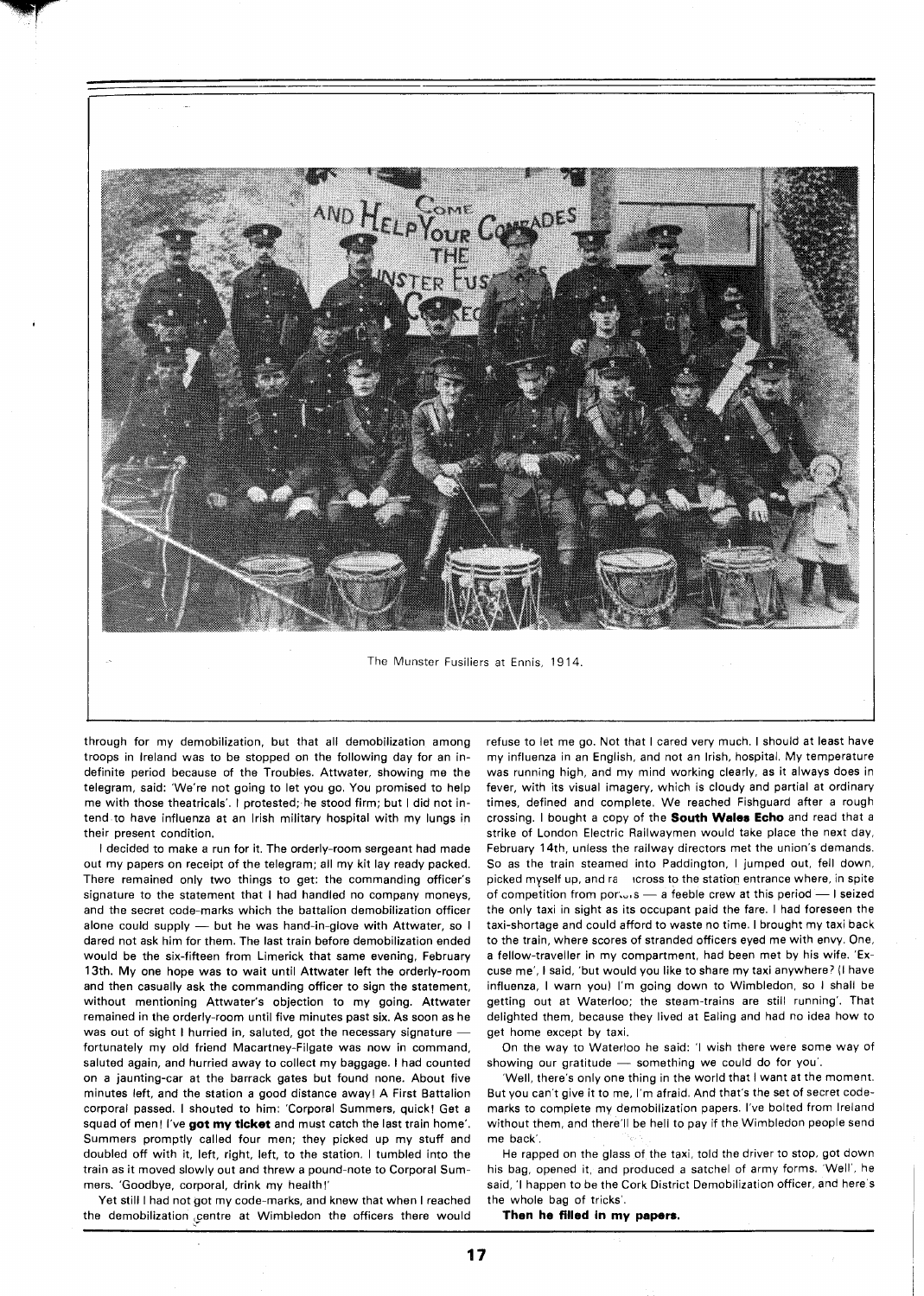The Munster Fusiliers at Ennis, 1914.

through for my demobilization, but that all demobilization among troops in Ireland was to be stopped on the following day for an indefinite period because of the Troubles. Attwater, showing me the telegram, said: 'We're not going to let you go. You promised to help me with those theatricals'. I protested; he stood firm; but I did not intend to have influenza at an Irish military hospital with my lungs in their present condition.

I decided to make a run for it. The orderly-room sergeant had made out my papers on receipt of the telegram; all my kit lay ready packed. There remained only two things to get: the commanding officer's signature to the statement that I had handled no company moneys, and the secret code-marks which the battalion demobilization officer alone could supply — but he was hand-in-glove with Attwater, so I dared not ask him for them. The last train before demobilization ended would be the six-fifteen from Limerick that same evening, February 13th. My one hope was to wait until Attwater left the orderly-room and then casually ask the commanding officer to sign the statement, without mentioning Attwater's objection to my going. Attwater remained in the orderly-room until five minutes past six. As soon as he was out of sight I hurried in, saluted, got the necessary signature — fortunately my old friend Macartney-Filgate was now in command, saluted again, and hurried away to collect my baggage. I had counted on a jaunting-car at the barrack gates but found none. About five minutes left, and the station a good distance away! A First Battalion corporal passed. I shouted to him: 'Corporal Summers, quick! Get a squad of men! I've **got my ticket** and must catch the last train home'. Summers promptly called four men; they picked up my stuff and doubled off with it, left, right, left, to the station. I tumbled into the train as it moved slowly out and threw a pound-note to Corporal Summers. 'Goodbye, corporal, drink my health!'

Yet still I had not got my code-marks, and knew that when I reached the demobilization centre at Wimbledon the officers there would refuse to let me go. Not that I cared very much. I should at least have my influenza in an English, and not an Irish, hospital. My temperature was running high, and my mind working clearly, as it always does in fever, with its visual imagery, which is cloudy and partial at ordinary times, defined and complete. We reached Fishguard after a rough crossing. I bought a copy of the **South Wales Echo** and read that a strike of London Electric Railwaymen would take place the next day, February 14th, unless the railway directors met the union's demands. So as the train steamed into Paddington, I jumped out, fell down, picked myself up, and ra icross to the station entrance where, in spite of competition from porters — a feeble crew at this period — I seized the only taxi in sight as its occupant paid the fare. I had foreseen the taxi-shortage and could afford to waste no time. I brought my taxi back to the train, where scores of stranded officers eyed me with envy. One, a fellow-traveller in my compartment, had been met by his wife. 'Excuse me', I said, 'but would you like to share my taxi anywhere? (I have influenza, I warn you) I'm going down to Wimbledon, so I shall be getting out at Waterloo; the steam-trains are still running'. That delighted them, because they lived at Ealing and had no idea how to get home except by taxi.

On the way to Waterloo he said: 'I wish there were some way of showing our gratitude — something we could do for you'.

'Well, there's only one thing in the world that I want at the moment. But you can't give it to me, I'm afraid. And that's the set of secret code-marks to complete my demobilization papers. I've bolted from Ireland without them, and there'll be hell to pay if the Wimbledon people send me back'.

He rapped on the glass of the taxi, told the driver to stop, got down his bag, opened it, and produced a satchel of army forms. 'Well', he said, 'I happen to be the Cork District Demobilization officer, and here's the whole bag of tricks'.

**Then he filled in my papers.**